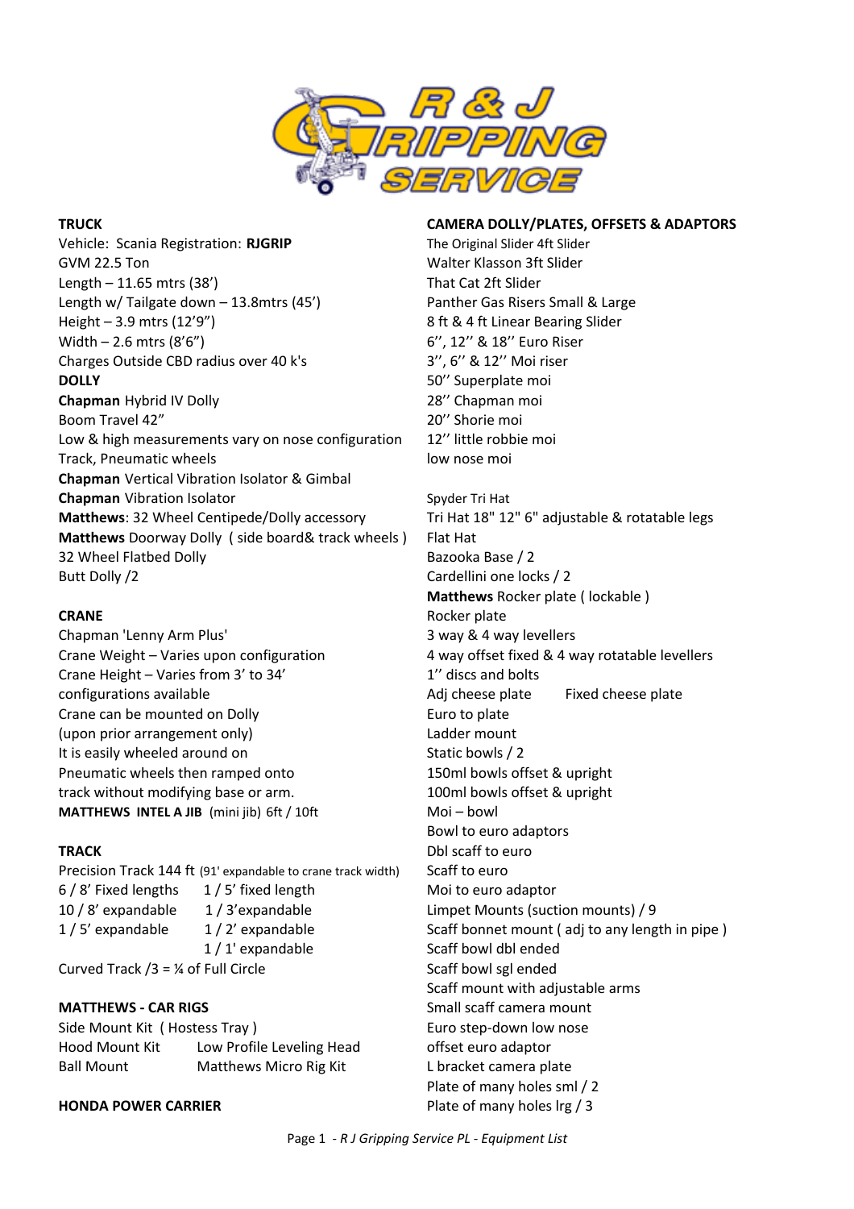# R & J GRIPPING SERVICE

## TRUCK

Vehicle: Scania Registration: **RJGRIP**
GVM 22.5 Ton
Length – 11.65 mtrs (38')
Length w/ Tailgate down – 13.8mtrs (45')
Height – 3.9 mtrs (12'9")
Width – 2.6 mtrs (8'6")
Charges Outside CBD radius over 40 k's

## DOLLY

**Chapman** Hybrid IV Dolly
Boom Travel 42"
Low & high measurements vary on nose configuration
Track, Pneumatic wheels
**Chapman** Vertical Vibration Isolator & Gimbal
**Chapman** Vibration Isolator
**Matthews**: 32 Wheel Centipede/Dolly accessory
**Matthews** Doorway Dolly ( side board& track wheels )
32 Wheel Flatbed Dolly
Butt Dolly /2

## CRANE

Chapman 'Lenny Arm Plus'
Crane Weight – Varies upon configuration
Crane Height – Varies from 3' to 34'
configurations available
Crane can be mounted on Dolly
(upon prior arrangement only)
It is easily wheeled around on
Pneumatic wheels then ramped onto
track without modifying base or arm.
**MATTHEWS INTEL A JIB** (mini jib) 6ft / 10ft

## TRACK

Precision Track 144 ft (91' expandable to crane track width)

| | |
|---|---|
| 6 / 8' Fixed lengths | 1 / 5' fixed length |
| 10 / 8' expandable | 1 / 3'expandable |
| 1 / 5' expandable | 1 / 2' expandable |
| | 1 / 1' expandable |

Curved Track /3 = ¼ of Full Circle

## MATTHEWS - CAR RIGS

Side Mount Kit ( Hostess Tray )

| | |
|---|---|
| Hood Mount Kit | Low Profile Leveling Head |
| Ball Mount | Matthews Micro Rig Kit |

## HONDA POWER CARRIER

## CAMERA DOLLY/PLATES, OFFSETS & ADAPTORS

The Original Slider 4ft Slider
Walter Klasson 3ft Slider
That Cat 2ft Slider
Panther Gas Risers Small & Large
8 ft & 4 ft Linear Bearing Slider
6'', 12'' & 18'' Euro Riser
3'', 6'' & 12'' Moi riser
50'' Superplate moi
28'' Chapman moi
20'' Shorie moi
12'' little robbie moi
low nose moi

Spyder Tri Hat
Tri Hat 18" 12" 6" adjustable & rotatable legs
Flat Hat
Bazooka Base / 2
Cardellini one locks / 2
**Matthews** Rocker plate ( lockable )
Rocker plate
3 way & 4 way levellers
4 way offset fixed & 4 way rotatable levellers
1'' discs and bolts
Adj cheese plate &nbsp;&nbsp;&nbsp; Fixed cheese plate
Euro to plate
Ladder mount
Static bowls / 2
150ml bowls offset & upright
100ml bowls offset & upright
Moi – bowl
Bowl to euro adaptors
Dbl scaff to euro
Scaff to euro
Moi to euro adaptor
Limpet Mounts (suction mounts) / 9
Scaff bonnet mount ( adj to any length in pipe )
Scaff bowl dbl ended
Scaff bowl sgl ended
Scaff mount with adjustable arms
Small scaff camera mount
Euro step-down low nose
offset euro adaptor
L bracket camera plate
Plate of many holes sml / 2
Plate of many holes lrg / 3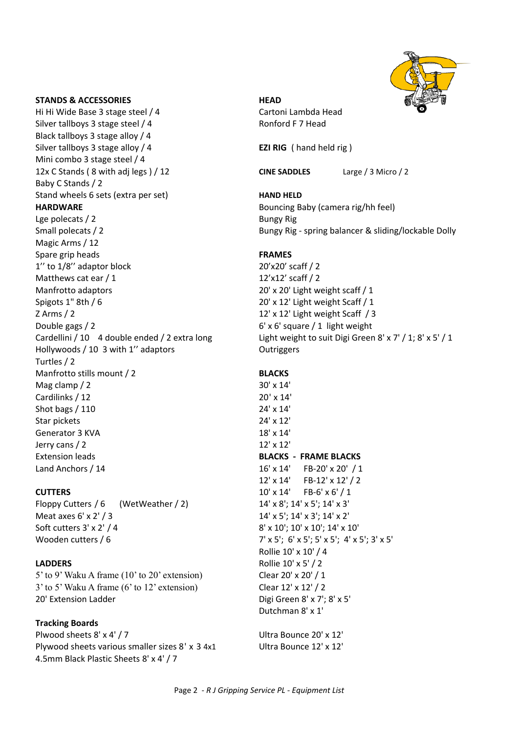**STANDS & ACCESSORIES**

Hi Hi Wide Base 3 stage steel / 4
Silver tallboys 3 stage steel / 4
Black tallboys 3 stage alloy / 4
Silver tallboys 3 stage alloy / 4
Mini combo 3 stage steel / 4
12x C Stands ( 8 with adj legs ) / 12
Baby C Stands / 2
Stand wheels 6 sets (extra per set)

**HARDWARE**

Lge polecats / 2
Small polecats / 2
Magic Arms / 12
Spare grip heads
1'' to 1/8'' adaptor block
Matthews cat ear / 1
Manfrotto adaptors
Spigots 1" 8th / 6
Z Arms / 2
Double gags / 2
Cardellini / 10 4 double ended / 2 extra long
Hollywoods / 10 3 with 1'' adaptors
Turtles / 2
Manfrotto stills mount / 2
Mag clamp / 2
Cardilinks / 12
Shot bags / 110
Star pickets
Generator 3 KVA
Jerry cans / 2
Extension leads
Land Anchors / 14

**CUTTERS**

Floppy Cutters / 6 (WetWeather / 2)
Meat axes 6' x 2' / 3
Soft cutters 3' x 2' / 4
Wooden cutters / 6

**LADDERS**

5' to 9' Waku A frame (10' to 20' extension)
3' to 5' Waku A frame (6' to 12' extension)
20' Extension Ladder

**Tracking Boards**

Plwood sheets 8' x 4' / 7
Plywood sheets various smaller sizes 8' x 3 4x1
4.5mm Black Plastic Sheets 8' x 4' / 7

**HEAD**

Cartoni Lambda Head
Ronford F 7 Head

**EZI RIG** ( hand held rig )

**CINE SADDLES** Large / 3 Micro / 2

**HAND HELD**

Bouncing Baby (camera rig/hh feel)
Bungy Rig
Bungy Rig - spring balancer & sliding/lockable Dolly

**FRAMES**

20'x20' scaff / 2
12'x12' scaff / 2
20' x 20' Light weight scaff / 1
20' x 12' Light weight Scaff / 1
12' x 12' Light weight Scaff / 3
6' x 6' square / 1 light weight
Light weight to suit Digi Green 8' x 7' / 1; 8' x 5' / 1
Outriggers

**BLACKS**

30' x 14'
20' x 14'
24' x 14'
24' x 12'
18' x 14'
12' x 12'

**BLACKS - FRAME BLACKS**

16' x 14' FB-20' x 20' / 1
12' x 14' FB-12' x 12' / 2
10' x 14' FB-6' x 6' / 1
14' x 8'; 14' x 5'; 14' x 3'
14' x 5'; 14' x 3'; 14' x 2'
8' x 10'; 10' x 10'; 14' x 10'
7' x 5'; 6' x 5'; 5' x 5'; 4' x 5'; 3' x 5'
Rollie 10' x 10' / 4
Rollie 10' x 5' / 2
Clear 20' x 20' / 1
Clear 12' x 12' / 2
Digi Green 8' x 7'; 8' x 5'
Dutchman 8' x 1'

Ultra Bounce 20' x 12'
Ultra Bounce 12' x 12'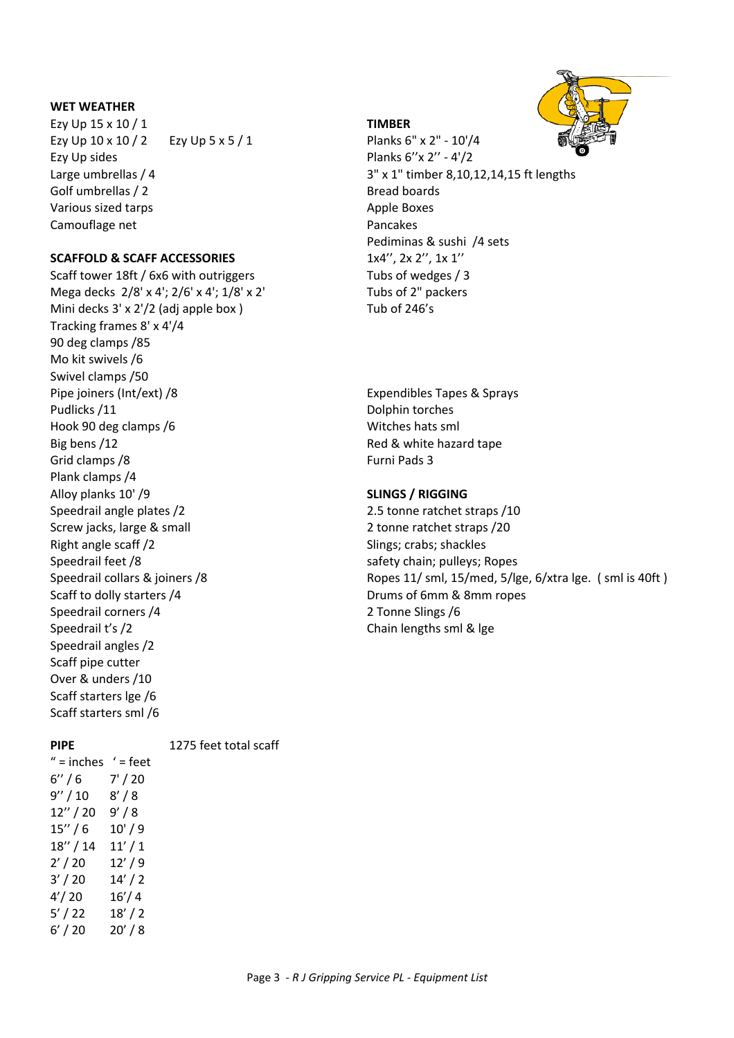**WET WEATHER**

Ezy Up 15 x 10 / 1
Ezy Up 10 x 10 / 2 Ezy Up 5 x 5 / 1
Ezy Up sides
Large umbrellas / 4
Golf umbrellas / 2
Various sized tarps
Camouflage net

**SCAFFOLD & SCAFF ACCESSORIES**

Scaff tower 18ft / 6x6 with outriggers
Mega decks 2/8' x 4'; 2/6' x 4'; 1/8' x 2'
Mini decks 3' x 2'/2 (adj apple box )
Tracking frames 8' x 4'/4
90 deg clamps /85
Mo kit swivels /6
Swivel clamps /50
Pipe joiners (Int/ext) /8
Pudlicks /11
Hook 90 deg clamps /6
Big bens /12
Grid clamps /8
Plank clamps /4
Alloy planks 10' /9
Speedrail angle plates /2
Screw jacks, large & small
Right angle scaff /2
Speedrail feet /8
Speedrail collars & joiners /8
Scaff to dolly starters /4
Speedrail corners /4
Speedrail t's /2
Speedrail angles /2
Scaff pipe cutter
Over & unders /10
Scaff starters lge /6
Scaff starters sml /6

**PIPE** 1275 feet total scaff

| " = inches | ' = feet |
|---|---|
| 6'' / 6 | 7' / 20 |
| 9'' / 10 | 8' / 8 |
| 12'' / 20 | 9' / 8 |
| 15'' / 6 | 10' / 9 |
| 18'' / 14 | 11' / 1 |
| 2' / 20 | 12' / 9 |
| 3' / 20 | 14' / 2 |
| 4'/ 20 | 16'/ 4 |
| 5' / 22 | 18' / 2 |
| 6' / 20 | 20' / 8 |

**TIMBER**

Planks 6" x 2" - 10'/4
Planks 6''x 2'' - 4'/2
3" x 1" timber 8,10,12,14,15 ft lengths
Bread boards
Apple Boxes
Pancakes
Pediminas & sushi /4 sets
1x4'', 2x 2'', 1x 1''
Tubs of wedges / 3
Tubs of 2" packers
Tub of 246's

Expendibles Tapes & Sprays
Dolphin torches
Witches hats sml
Red & white hazard tape
Furni Pads 3

**SLINGS / RIGGING**

2.5 tonne ratchet straps /10
2 tonne ratchet straps /20
Slings; crabs; shackles
safety chain; pulleys; Ropes
Ropes 11/ sml, 15/med, 5/lge, 6/xtra lge. ( sml is 40ft )
Drums of 6mm & 8mm ropes
2 Tonne Slings /6
Chain lengths sml & lge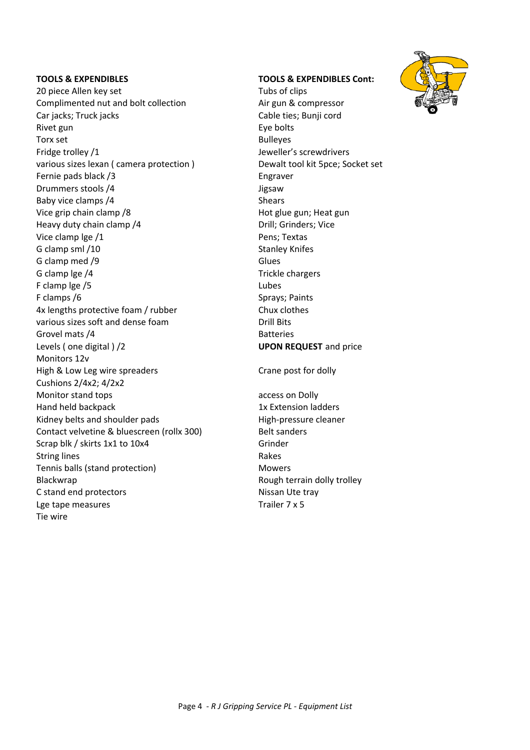**TOOLS & EXPENDIBLES**

20 piece Allen key set
Complimented nut and bolt collection
Car jacks; Truck jacks
Rivet gun
Torx set
Fridge trolley /1
various sizes lexan ( camera protection )
Fernie pads black /3
Drummers stools /4
Baby vice clamps /4
Vice grip chain clamp /8
Heavy duty chain clamp /4
Vice clamp lge /1
G clamp sml /10
G clamp med /9
G clamp lge /4
F clamp lge /5
F clamps /6
4x lengths protective foam / rubber
various sizes soft and dense foam
Grovel mats /4
Levels ( one digital ) /2
Monitors 12v
High & Low Leg wire spreaders
Cushions 2/4x2; 4/2x2
Monitor stand tops
Hand held backpack
Kidney belts and shoulder pads
Contact velvetine & bluescreen (rollx 300)
Scrap blk / skirts 1x1 to 10x4
String lines
Tennis balls (stand protection)
Blackwrap
C stand end protectors
Lge tape measures
Tie wire

**TOOLS & EXPENDIBLES Cont:**

Tubs of clips
Air gun & compressor
Cable ties; Bunji cord
Eye bolts
Bulleyes
Jeweller's screwdrivers
Dewalt tool kit 5pce; Socket set
Engraver
Jigsaw
Shears
Hot glue gun; Heat gun
Drill; Grinders; Vice
Pens; Textas
Stanley Knifes
Glues
Trickle chargers
Lubes
Sprays; Paints
Chux clothes
Drill Bits
Batteries

**UPON REQUEST** and price

Crane post for dolly

access on Dolly
1x Extension ladders
High-pressure cleaner
Belt sanders
Grinder
Rakes
Mowers
Rough terrain dolly trolley
Nissan Ute tray
Trailer 7 x 5